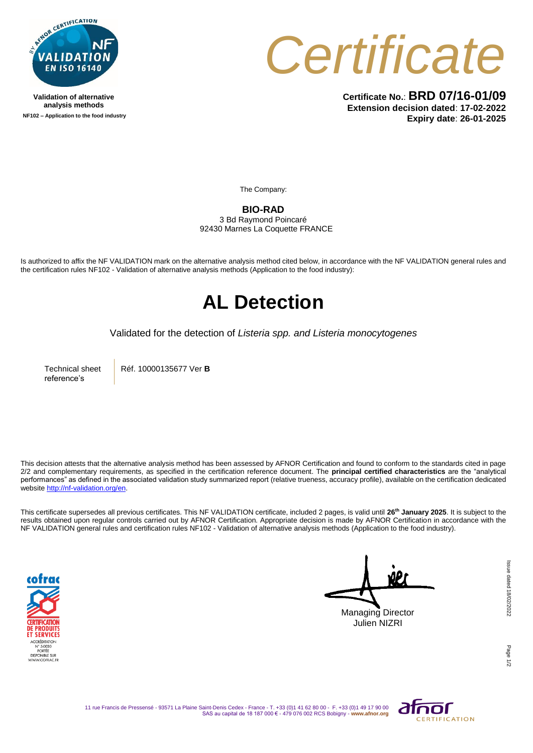Validation of alternative analysis methods

NF102 – Application to the food industry

# Certificate

**Certificate No.**: **BRD 07/16-01/09**
**Extension decision dated**: **17-02-2022**
**Expiry date**: **26-01-2025**

The Company:

**BIO-RAD**
3 Bd Raymond Poincaré
92430 Marnes La Coquette FRANCE

Is authorized to affix the NF VALIDATION mark on the alternative analysis method cited below, in accordance with the NF VALIDATION general rules and the certification rules NF102 - Validation of alternative analysis methods (Application to the food industry):

# AL Detection

Validated for the detection of *Listeria spp. and Listeria monocytogenes*

| Technical sheet reference's | Réf. 10000135677 Ver **B** |
|---|---|

This decision attests that the alternative analysis method has been assessed by AFNOR Certification and found to conform to the standards cited in page 2/2 and complementary requirements, as specified in the certification reference document. The **principal certified characteristics** are the "analytical performances" as defined in the associated validation study summarized report (relative trueness, accuracy profile), available on the certification dedicated website http://nf-validation.org/en.

This certificate supersedes all previous certificates. This NF VALIDATION certificate, included 2 pages, is valid until **26th January 2025**. It is subject to the results obtained upon regular controls carried out by AFNOR Certification. Appropriate decision is made by AFNOR Certification in accordance with the NF VALIDATION general rules and certification rules NF102 - Validation of alternative analysis methods (Application to the food industry).

Managing Director
Julien NIZRI

Issue dated 18/02/2022

11 rue Francis de Pressensé - 93571 La Plaine Saint-Denis Cedex - France - T. +33 (0)1 41 62 80 00 - F. +33 (0)1 49 17 90 00
SAS au capital de 18 187 000 € - 479 076 002 RCS Bobigny - www.afnor.org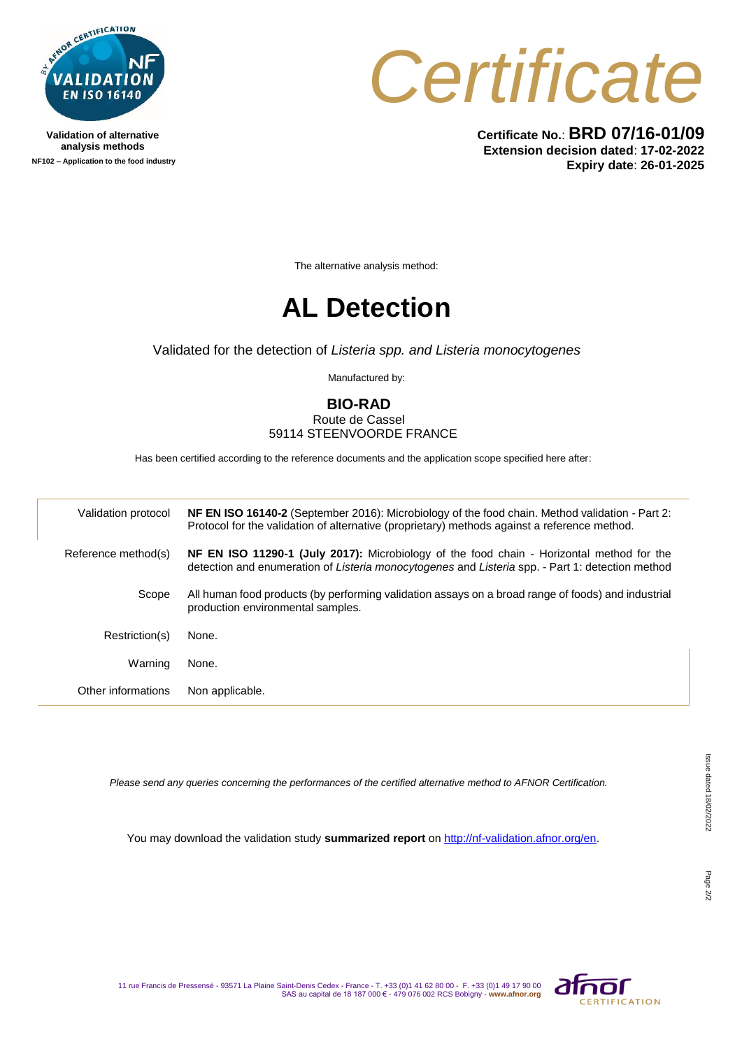Validation of alternative analysis methods

**NF102 – Application to the food industry**

# Certificate

**Certificate No.**: **BRD 07/16-01/09**
**Extension decision dated**: **17-02-2022**
**Expiry date**: **26-01-2025**

The alternative analysis method:

# AL Detection

Validated for the detection of *Listeria spp. and Listeria monocytogenes*

Manufactured by:

**BIO-RAD**
Route de Cassel
59114 STEENVOORDE FRANCE

Has been certified according to the reference documents and the application scope specified here after:

| | |
|---|---|
| Validation protocol | **NF EN ISO 16140-2** (September 2016): Microbiology of the food chain. Method validation - Part 2: Protocol for the validation of alternative (proprietary) methods against a reference method. |
| Reference method(s) | **NF EN ISO 11290-1 (July 2017):** Microbiology of the food chain - Horizontal method for the detection and enumeration of *Listeria monocytogenes* and *Listeria* spp. - Part 1: detection method |
| Scope | All human food products (by performing validation assays on a broad range of foods) and industrial production environmental samples. |
| Restriction(s) | None. |
| Warning | None. |
| Other informations | Non applicable. |

*Please send any queries concerning the performances of the certified alternative method to AFNOR Certification.*

You may download the validation study **summarized report** on http://nf-validation.afnor.org/en.

Issue dated 18/02/2022

11 rue Francis de Pressensé - 93571 La Plaine Saint-Denis Cedex - France - T. +33 (0)1 41 62 80 00 - F. +33 (0)1 49 17 90 00
SAS au capital de 18 187 000 € - 479 076 002 RCS Bobigny - **www.afnor.org**